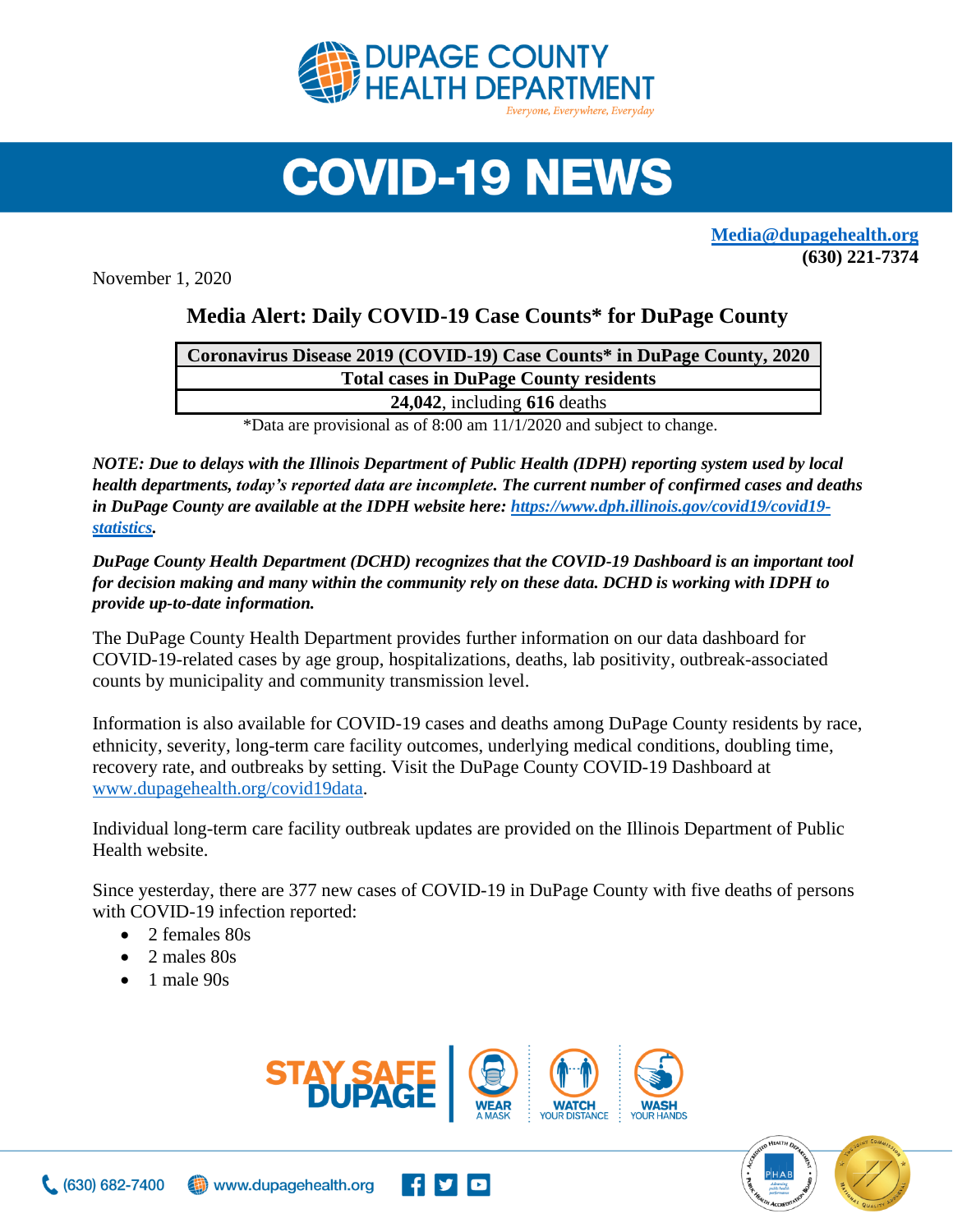# COVID-19 NEWS

**[Media@dupagehealth.org](mailto:Media@dupagehealth.org)**
**(630) 221-7374**

November 1, 2020

## Media Alert: Daily COVID-19 Case Counts* for DuPage County

| Coronavirus Disease 2019 (COVID-19) Case Counts* in DuPage County, 2020 |
|---|
| **Total cases in DuPage County residents** |
| **24,042**, including **616** deaths |

*Data are provisional as of 8:00 am 11/1/2020 and subject to change.

***NOTE: Due to delays with the Illinois Department of Public Health (IDPH) reporting system used by local health departments, today's reported data are incomplete. The current number of confirmed cases and deaths in DuPage County are available at the IDPH website here: [https://www.dph.illinois.gov/covid19/covid19-statistics](https://www.dph.illinois.gov/covid19/covid19-statistics).***

***DuPage County Health Department (DCHD) recognizes that the COVID-19 Dashboard is an important tool for decision making and many within the community rely on these data. DCHD is working with IDPH to provide up-to-date information.***

The DuPage County Health Department provides further information on our data dashboard for COVID-19-related cases by age group, hospitalizations, deaths, lab positivity, outbreak-associated counts by municipality and community transmission level.

Information is also available for COVID-19 cases and deaths among DuPage County residents by race, ethnicity, severity, long-term care facility outcomes, underlying medical conditions, doubling time, recovery rate, and outbreaks by setting. Visit the DuPage County COVID-19 Dashboard at [www.dupagehealth.org/covid19data](http://www.dupagehealth.org/covid19data).

Individual long-term care facility outbreak updates are provided on the Illinois Department of Public Health website.

Since yesterday, there are 377 new cases of COVID-19 in DuPage County with five deaths of persons with COVID-19 infection reported:

- 2 females 80s
- 2 males 80s
- 1 male 90s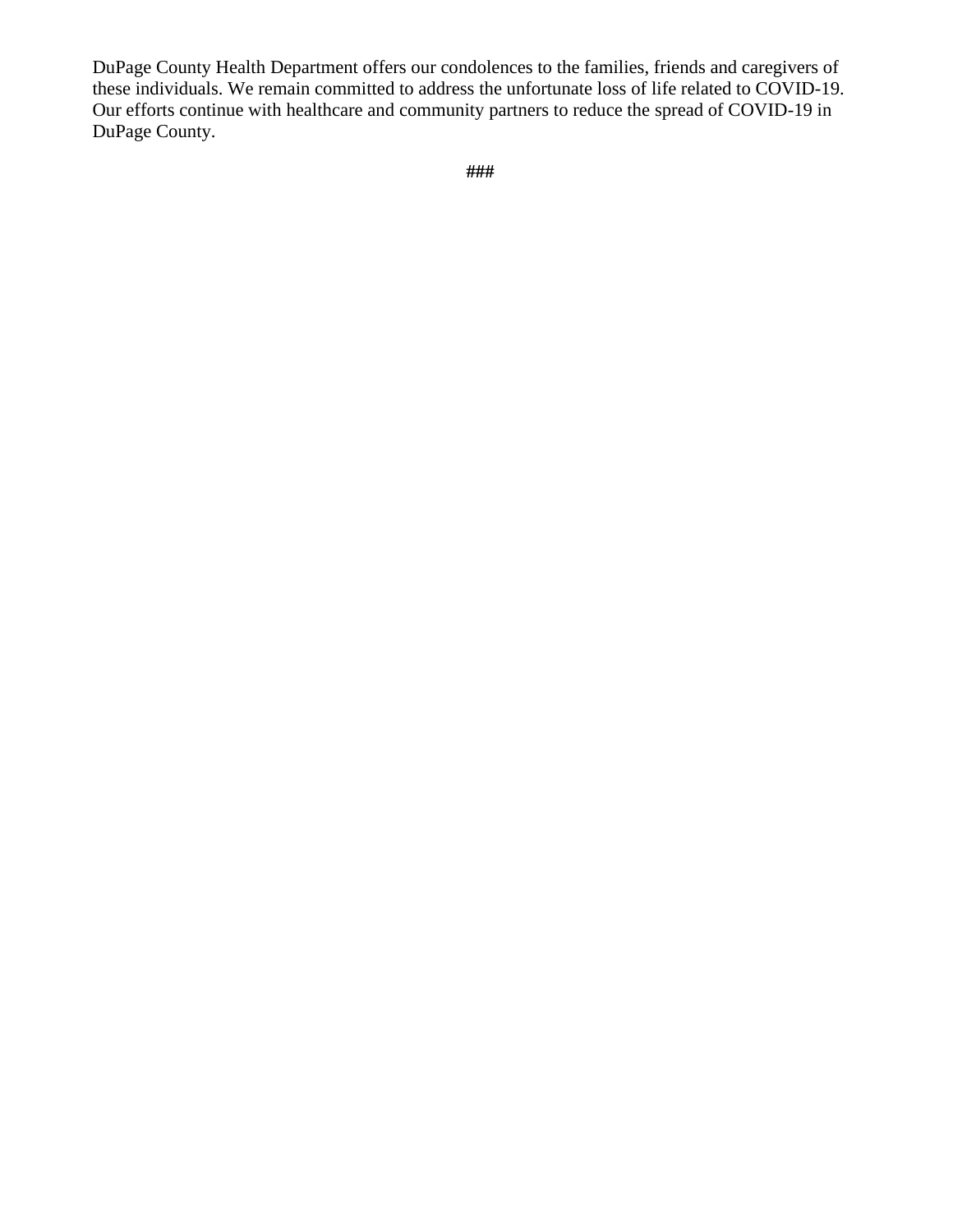DuPage County Health Department offers our condolences to the families, friends and caregivers of these individuals. We remain committed to address the unfortunate loss of life related to COVID-19. Our efforts continue with healthcare and community partners to reduce the spread of COVID-19 in DuPage County.

###